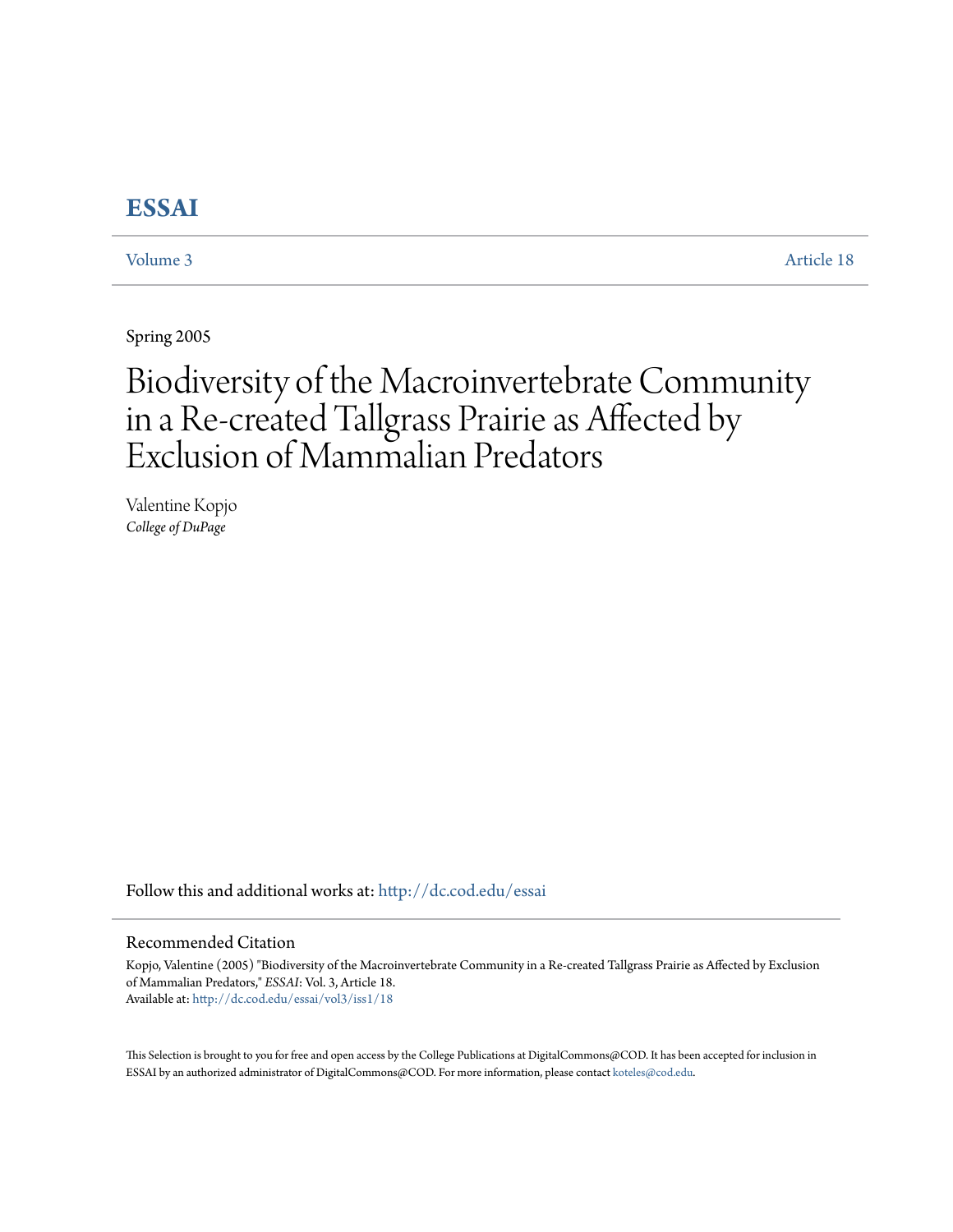# ESSAI

Volume 3 Article 18

Spring 2005

# Biodiversity of the Macroinvertebrate Community in a Re-created Tallgrass Prairie as Affected by Exclusion of Mammalian Predators

Valentine Kopjo
*College of DuPage*

Follow this and additional works at: http://dc.cod.edu/essai

## Recommended Citation

Kopjo, Valentine (2005) "Biodiversity of the Macroinvertebrate Community in a Re-created Tallgrass Prairie as Affected by Exclusion of Mammalian Predators," *ESSAI*: Vol. 3, Article 18.
Available at: http://dc.cod.edu/essai/vol3/iss1/18

This Selection is brought to you for free and open access by the College Publications at DigitalCommons@COD. It has been accepted for inclusion in ESSAI by an authorized administrator of DigitalCommons@COD. For more information, please contact koteles@cod.edu.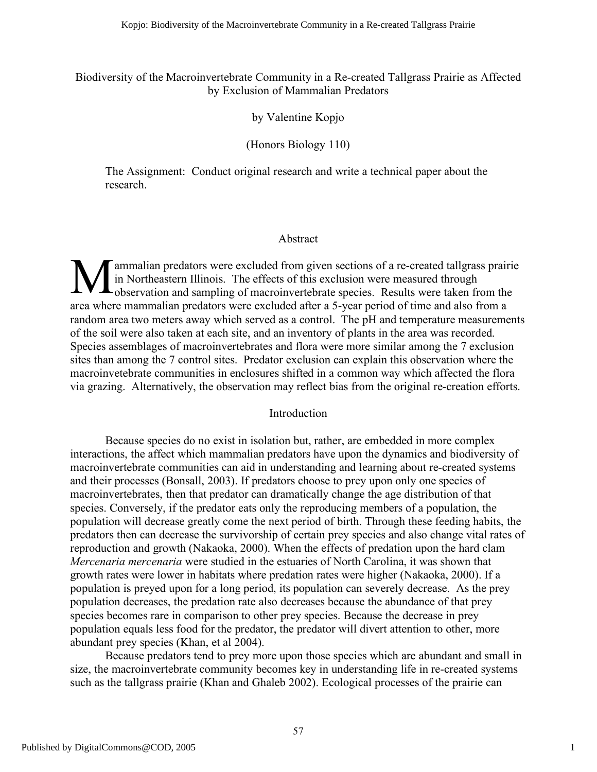Biodiversity of the Macroinvertebrate Community in a Re-created Tallgrass Prairie as Affected by Exclusion of Mammalian Predators

by Valentine Kopjo

(Honors Biology 110)

The Assignment: Conduct original research and write a technical paper about the research.

## Abstract

Mammalian predators were excluded from given sections of a re-created tallgrass prairie in Northeastern Illinois. The effects of this exclusion were measured through observation and sampling of macroinvertebrate species. Results were taken from the area where mammalian predators were excluded after a 5-year period of time and also from a random area two meters away which served as a control. The pH and temperature measurements of the soil were also taken at each site, and an inventory of plants in the area was recorded. Species assemblages of macroinvertebrates and flora were more similar among the 7 exclusion sites than among the 7 control sites. Predator exclusion can explain this observation where the macroinvetebrate communities in enclosures shifted in a common way which affected the flora via grazing. Alternatively, the observation may reflect bias from the original re-creation efforts.

## Introduction

Because species do no exist in isolation but, rather, are embedded in more complex interactions, the affect which mammalian predators have upon the dynamics and biodiversity of macroinvertebrate communities can aid in understanding and learning about re-created systems and their processes (Bonsall, 2003). If predators choose to prey upon only one species of macroinvertebrates, then that predator can dramatically change the age distribution of that species. Conversely, if the predator eats only the reproducing members of a population, the population will decrease greatly come the next period of birth. Through these feeding habits, the predators then can decrease the survivorship of certain prey species and also change vital rates of reproduction and growth (Nakaoka, 2000). When the effects of predation upon the hard clam *Mercenaria mercenaria* were studied in the estuaries of North Carolina, it was shown that growth rates were lower in habitats where predation rates were higher (Nakaoka, 2000). If a population is preyed upon for a long period, its population can severely decrease. As the prey population decreases, the predation rate also decreases because the abundance of that prey species becomes rare in comparison to other prey species. Because the decrease in prey population equals less food for the predator, the predator will divert attention to other, more abundant prey species (Khan, et al 2004).

Because predators tend to prey more upon those species which are abundant and small in size, the macroinvertebrate community becomes key in understanding life in re-created systems such as the tallgrass prairie (Khan and Ghaleb 2002). Ecological processes of the prairie can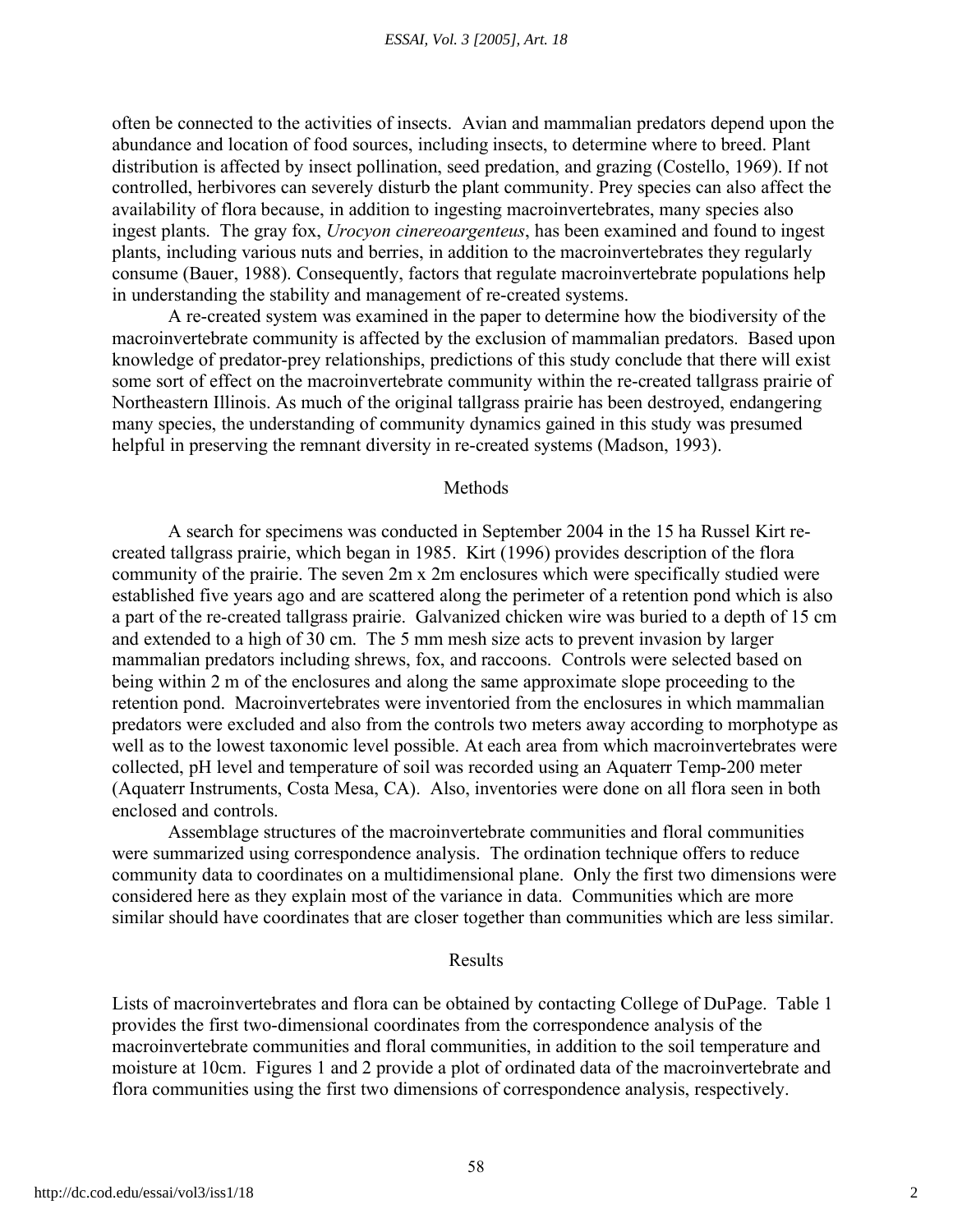often be connected to the activities of insects. Avian and mammalian predators depend upon the abundance and location of food sources, including insects, to determine where to breed. Plant distribution is affected by insect pollination, seed predation, and grazing (Costello, 1969). If not controlled, herbivores can severely disturb the plant community. Prey species can also affect the availability of flora because, in addition to ingesting macroinvertebrates, many species also ingest plants. The gray fox, *Urocyon cinereoargenteus*, has been examined and found to ingest plants, including various nuts and berries, in addition to the macroinvertebrates they regularly consume (Bauer, 1988). Consequently, factors that regulate macroinvertebrate populations help in understanding the stability and management of re-created systems.

A re-created system was examined in the paper to determine how the biodiversity of the macroinvertebrate community is affected by the exclusion of mammalian predators. Based upon knowledge of predator-prey relationships, predictions of this study conclude that there will exist some sort of effect on the macroinvertebrate community within the re-created tallgrass prairie of Northeastern Illinois. As much of the original tallgrass prairie has been destroyed, endangering many species, the understanding of community dynamics gained in this study was presumed helpful in preserving the remnant diversity in re-created systems (Madson, 1993).

## Methods

A search for specimens was conducted in September 2004 in the 15 ha Russel Kirt re-created tallgrass prairie, which began in 1985. Kirt (1996) provides description of the flora community of the prairie. The seven 2m x 2m enclosures which were specifically studied were established five years ago and are scattered along the perimeter of a retention pond which is also a part of the re-created tallgrass prairie. Galvanized chicken wire was buried to a depth of 15 cm and extended to a high of 30 cm. The 5 mm mesh size acts to prevent invasion by larger mammalian predators including shrews, fox, and raccoons. Controls were selected based on being within 2 m of the enclosures and along the same approximate slope proceeding to the retention pond. Macroinvertebrates were inventoried from the enclosures in which mammalian predators were excluded and also from the controls two meters away according to morphotype as well as to the lowest taxonomic level possible. At each area from which macroinvertebrates were collected, pH level and temperature of soil was recorded using an Aquaterr Temp-200 meter (Aquaterr Instruments, Costa Mesa, CA). Also, inventories were done on all flora seen in both enclosed and controls.

Assemblage structures of the macroinvertebrate communities and floral communities were summarized using correspondence analysis. The ordination technique offers to reduce community data to coordinates on a multidimensional plane. Only the first two dimensions were considered here as they explain most of the variance in data. Communities which are more similar should have coordinates that are closer together than communities which are less similar.

## Results

Lists of macroinvertebrates and flora can be obtained by contacting College of DuPage. Table 1 provides the first two-dimensional coordinates from the correspondence analysis of the macroinvertebrate communities and floral communities, in addition to the soil temperature and moisture at 10cm. Figures 1 and 2 provide a plot of ordinated data of the macroinvertebrate and flora communities using the first two dimensions of correspondence analysis, respectively.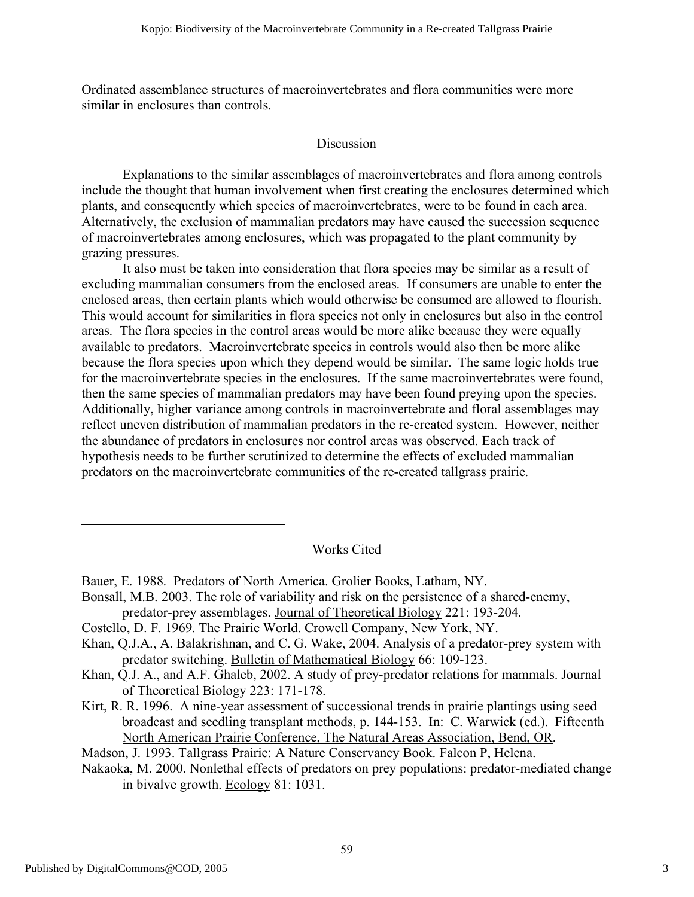Ordinated assemblance structures of macroinvertebrates and flora communities were more similar in enclosures than controls.

## Discussion

Explanations to the similar assemblages of macroinvertebrates and flora among controls include the thought that human involvement when first creating the enclosures determined which plants, and consequently which species of macroinvertebrates, were to be found in each area. Alternatively, the exclusion of mammalian predators may have caused the succession sequence of macroinvertebrates among enclosures, which was propagated to the plant community by grazing pressures.

It also must be taken into consideration that flora species may be similar as a result of excluding mammalian consumers from the enclosed areas. If consumers are unable to enter the enclosed areas, then certain plants which would otherwise be consumed are allowed to flourish. This would account for similarities in flora species not only in enclosures but also in the control areas. The flora species in the control areas would be more alike because they were equally available to predators. Macroinvertebrate species in controls would also then be more alike because the flora species upon which they depend would be similar. The same logic holds true for the macroinvertebrate species in the enclosures. If the same macroinvertebrates were found, then the same species of mammalian predators may have been found preying upon the species. Additionally, higher variance among controls in macroinvertebrate and floral assemblages may reflect uneven distribution of mammalian predators in the re-created system. However, neither the abundance of predators in enclosures nor control areas was observed. Each track of hypothesis needs to be further scrutinized to determine the effects of excluded mammalian predators on the macroinvertebrate communities of the re-created tallgrass prairie.

---

## Works Cited

Bauer, E. 1988. Predators of North America. Grolier Books, Latham, NY.

Bonsall, M.B. 2003. The role of variability and risk on the persistence of a shared-enemy, predator-prey assemblages. Journal of Theoretical Biology 221: 193-204.

Costello, D. F. 1969. The Prairie World. Crowell Company, New York, NY.

Khan, Q.J.A., A. Balakrishnan, and C. G. Wake, 2004. Analysis of a predator-prey system with predator switching. Bulletin of Mathematical Biology 66: 109-123.

Khan, Q.J. A., and A.F. Ghaleb, 2002. A study of prey-predator relations for mammals. Journal of Theoretical Biology 223: 171-178.

Kirt, R. R. 1996. A nine-year assessment of successional trends in prairie plantings using seed broadcast and seedling transplant methods, p. 144-153. In: C. Warwick (ed.). Fifteenth North American Prairie Conference, The Natural Areas Association, Bend, OR.

Madson, J. 1993. Tallgrass Prairie: A Nature Conservancy Book. Falcon P, Helena.

Nakaoka, M. 2000. Nonlethal effects of predators on prey populations: predator-mediated change in bivalve growth. Ecology 81: 1031.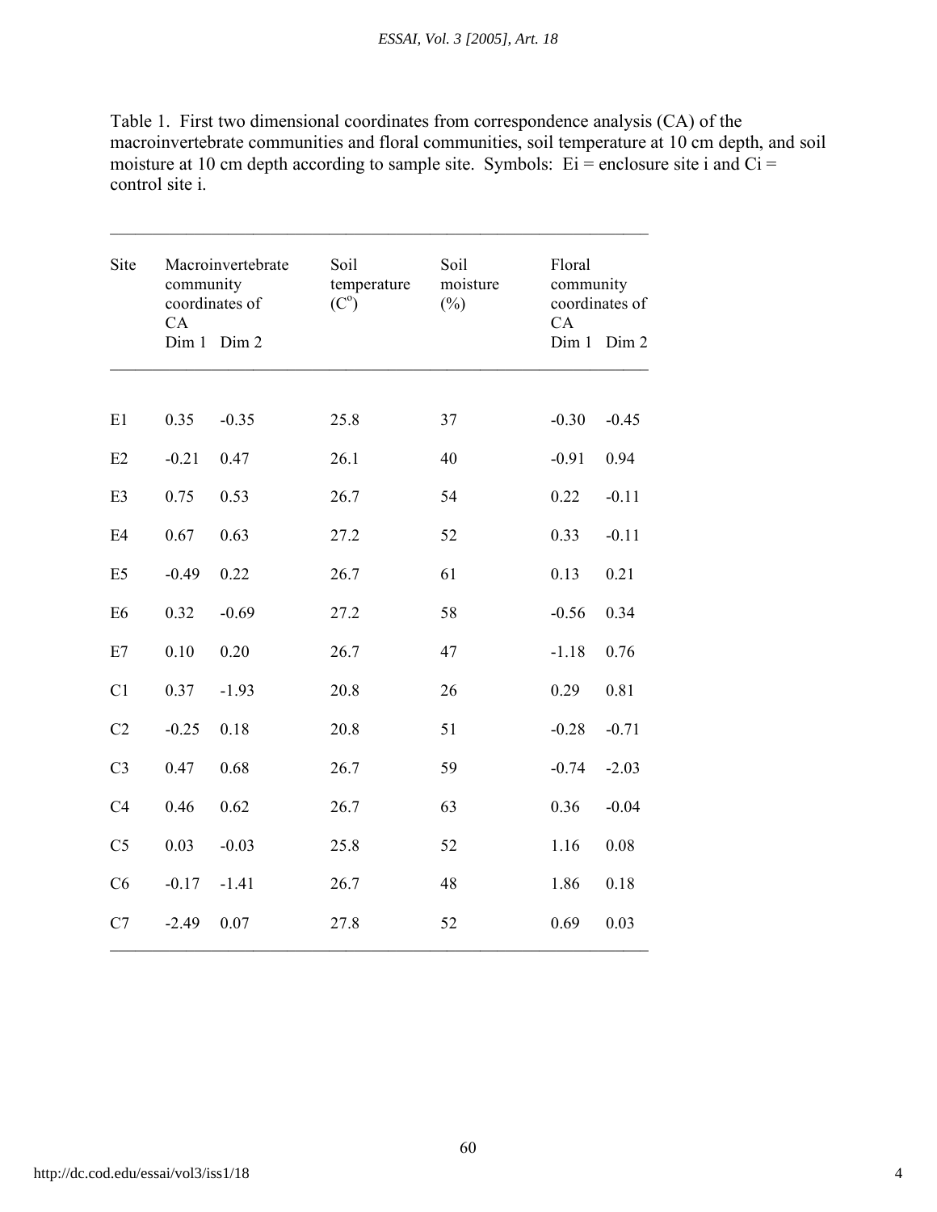Table 1. First two dimensional coordinates from correspondence analysis (CA) of the macroinvertebrate communities and floral communities, soil temperature at 10 cm depth, and soil moisture at 10 cm depth according to sample site. Symbols: Ei = enclosure site i and Ci = control site i.

| Site | Macroinvertebrate community coordinates of CA | | Soil temperature ($C^o$) | Soil moisture (%) | Floral community coordinates of CA | |
|---|---|---|---|---|---|---|
| | Dim 1 | Dim 2 | | | Dim 1 | Dim 2 |
| E1 | 0.35 | -0.35 | 25.8 | 37 | -0.30 | -0.45 |
| E2 | -0.21 | 0.47 | 26.1 | 40 | -0.91 | 0.94 |
| E3 | 0.75 | 0.53 | 26.7 | 54 | 0.22 | -0.11 |
| E4 | 0.67 | 0.63 | 27.2 | 52 | 0.33 | -0.11 |
| E5 | -0.49 | 0.22 | 26.7 | 61 | 0.13 | 0.21 |
| E6 | 0.32 | -0.69 | 27.2 | 58 | -0.56 | 0.34 |
| E7 | 0.10 | 0.20 | 26.7 | 47 | -1.18 | 0.76 |
| C1 | 0.37 | -1.93 | 20.8 | 26 | 0.29 | 0.81 |
| C2 | -0.25 | 0.18 | 20.8 | 51 | -0.28 | -0.71 |
| C3 | 0.47 | 0.68 | 26.7 | 59 | -0.74 | -2.03 |
| C4 | 0.46 | 0.62 | 26.7 | 63 | 0.36 | -0.04 |
| C5 | 0.03 | -0.03 | 25.8 | 52 | 1.16 | 0.08 |
| C6 | -0.17 | -1.41 | 26.7 | 48 | 1.86 | 0.18 |
| C7 | -2.49 | 0.07 | 27.8 | 52 | 0.69 | 0.03 |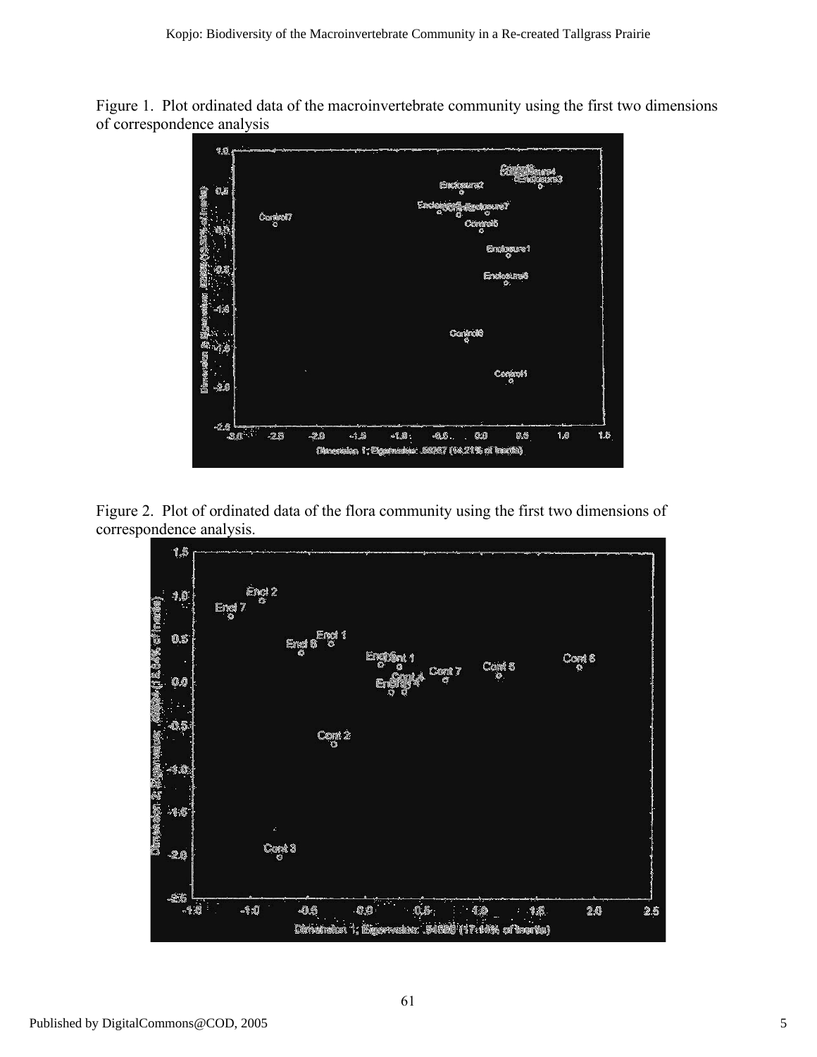Figure 1. Plot ordinated data of the macroinvertebrate community using the first two dimensions of correspondence analysis

Control7
Enclosure2
Enclosure4
Enclosure3
Enclosure7
Control5
Enclosure1
Enclosure6
Control6
Control1

Dimension 2; Eigenvalue: .53585 (13.33% of Inertia)

1.0
0.5
0.0
-0.5
-1.0
-1.5
-2.0
-2.5

-3.0 -2.5 -2.0 -1.5 -1.0 -0.5 0.0 0.5 1.0 1.5

Dimension 1; Eigenvalue: .56767 (14.21% of Inertia)

Figure 2. Plot of ordinated data of the flora community using the first two dimensions of correspondence analysis.

Encl 2
Encl 7
Encl 1
Encl 6
Cont 1
Cont 4
Encl 4
Cont 7
Cont 5
Cont 6
Cont 2
Cont 3

Dimension 2; Eigenvalue: (15.54% of Inertia)

1.5
1.0
0.5
0.0
-0.5
-1.0
-1.5
-2.0
-2.5

-1.5 -1.0 -0.5 0.0 0.5 1.0 1.5 2.0 2.5

Dimension 1; Eigenvalue: .54680 (17.14% of Inertia)